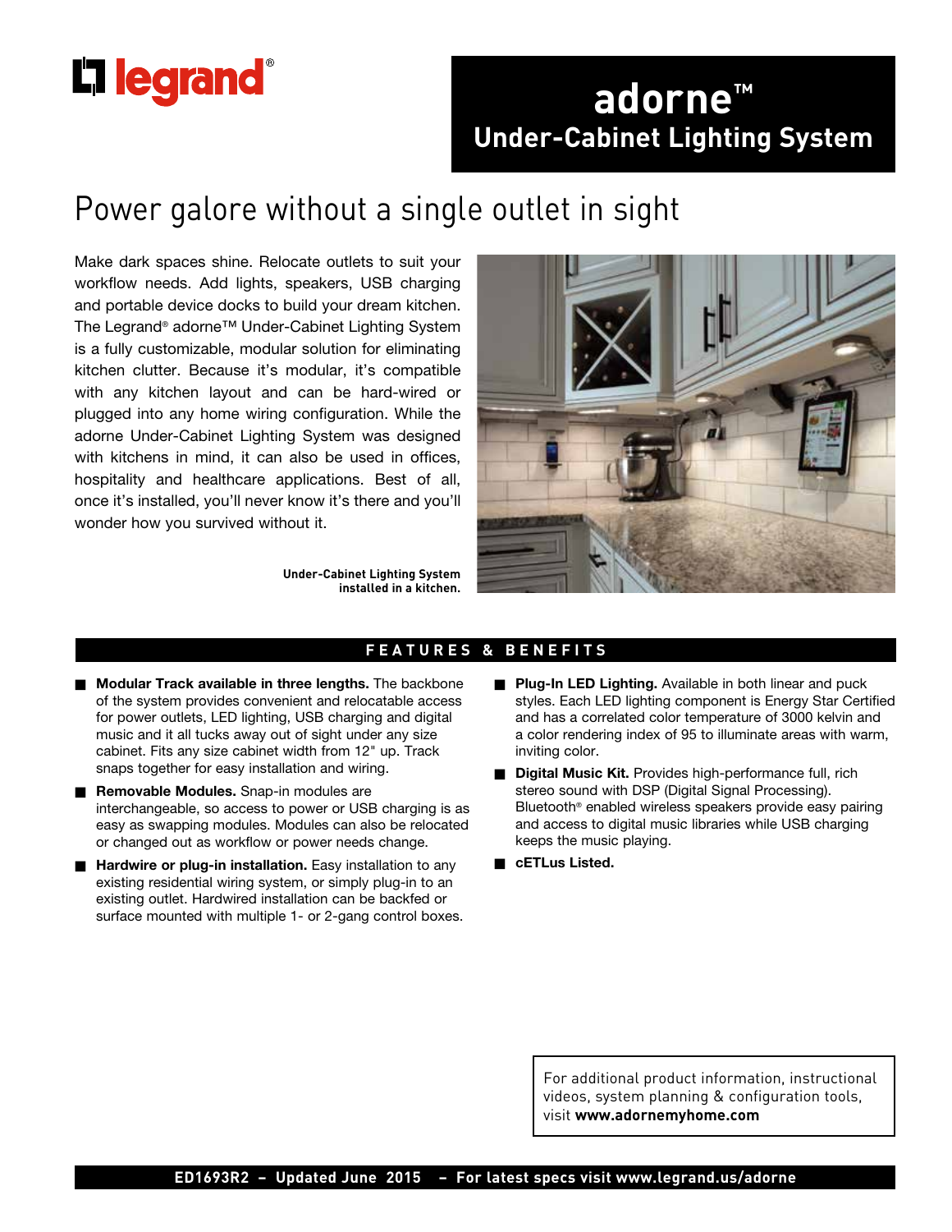legrand®

# adorne™ Under-Cabinet Lighting System

## Power galore without a single outlet in sight

Make dark spaces shine. Relocate outlets to suit your workflow needs. Add lights, speakers, USB charging and portable device docks to build your dream kitchen. The Legrand® adorne™ Under-Cabinet Lighting System is a fully customizable, modular solution for eliminating kitchen clutter. Because it's modular, it's compatible with any kitchen layout and can be hard-wired or plugged into any home wiring configuration. While the adorne Under-Cabinet Lighting System was designed with kitchens in mind, it can also be used in offices, hospitality and healthcare applications. Best of all, once it's installed, you'll never know it's there and you'll wonder how you survived without it.

**Under-Cabinet Lighting System installed in a kitchen.**

## FEATURES & BENEFITS

- **Modular Track available in three lengths.** The backbone of the system provides convenient and relocatable access for power outlets, LED lighting, USB charging and digital music and it all tucks away out of sight under any size cabinet. Fits any size cabinet width from 12" up. Track snaps together for easy installation and wiring.
- **Removable Modules.** Snap-in modules are interchangeable, so access to power or USB charging is as easy as swapping modules. Modules can also be relocated or changed out as workflow or power needs change.
- **Hardwire or plug-in installation.** Easy installation to any existing residential wiring system, or simply plug-in to an existing outlet. Hardwired installation can be backfed or surface mounted with multiple 1- or 2-gang control boxes.
- **Plug-In LED Lighting.** Available in both linear and puck styles. Each LED lighting component is Energy Star Certified and has a correlated color temperature of 3000 kelvin and a color rendering index of 95 to illuminate areas with warm, inviting color.
- **Digital Music Kit.** Provides high-performance full, rich stereo sound with DSP (Digital Signal Processing). Bluetooth® enabled wireless speakers provide easy pairing and access to digital music libraries while USB charging keeps the music playing.
- **cETLus Listed.**

For additional product information, instructional videos, system planning & configuration tools, visit **www.adornemyhome.com**

**ED1693R2 – Updated June 2015 – For latest specs visit www.legrand.us/adorne**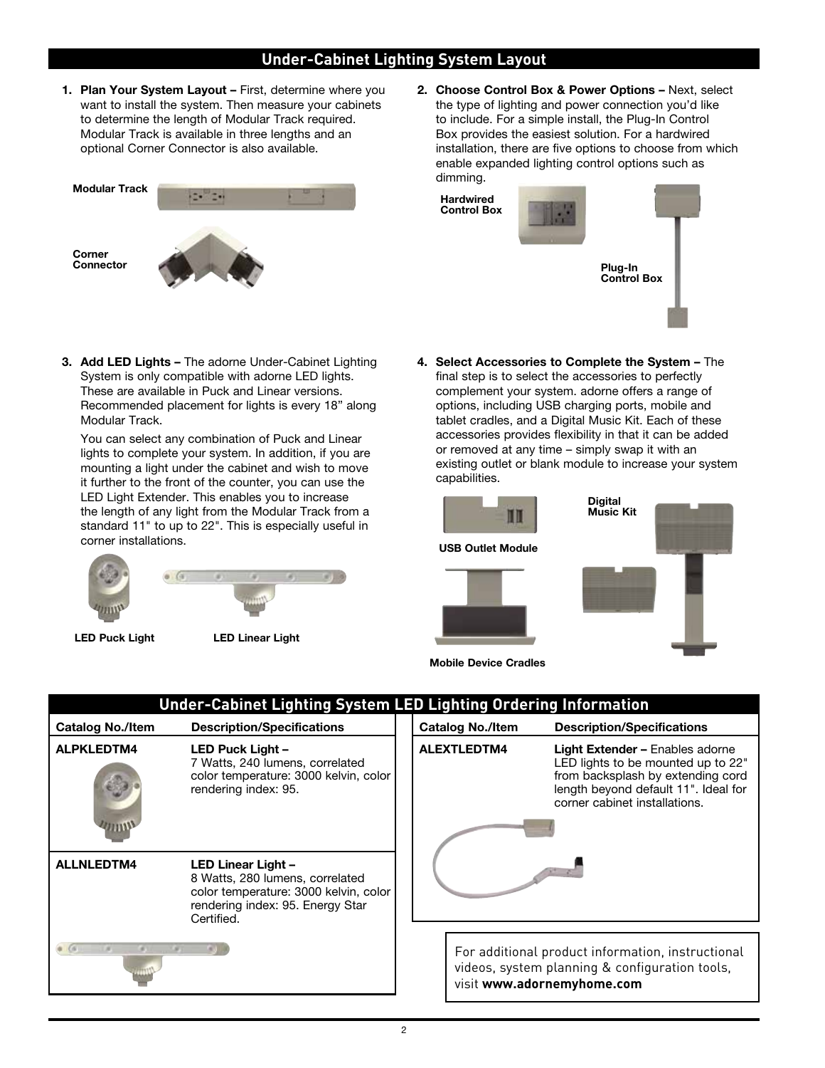## Under-Cabinet Lighting System Layout

1. **Plan Your System Layout –** First, determine where you want to install the system. Then measure your cabinets to determine the length of Modular Track required. Modular Track is available in three lengths and an optional Corner Connector is also available.

   **Modular Track**

   **Corner Connector**

2. **Choose Control Box & Power Options –** Next, select the type of lighting and power connection you'd like to include. For a simple install, the Plug-In Control Box provides the easiest solution. For a hardwired installation, there are five options to choose from which enable expanded lighting control options such as dimming.

   **Hardwired Control Box**

   **Plug-In Control Box**

3. **Add LED Lights –** The adorne Under-Cabinet Lighting System is only compatible with adorne LED lights. These are available in Puck and Linear versions. Recommended placement for lights is every 18" along Modular Track.

   You can select any combination of Puck and Linear lights to complete your system. In addition, if you are mounting a light under the cabinet and wish to move it further to the front of the counter, you can use the LED Light Extender. This enables you to increase the length of any light from the Modular Track from a standard 11" to up to 22". This is especially useful in corner installations.

   **LED Puck Light** **LED Linear Light**

4. **Select Accessories to Complete the System –** The final step is to select the accessories to perfectly complement your system. adorne offers a range of options, including USB charging ports, mobile and tablet cradles, and a Digital Music Kit. Each of these accessories provides flexibility in that it can be added or removed at any time – simply swap it with an existing outlet or blank module to increase your system capabilities.

   **USB Outlet Module**

   **Digital Music Kit**

   **Mobile Device Cradles**

## Under-Cabinet Lighting System LED Lighting Ordering Information

| Catalog No./Item | Description/Specifications |
|---|---|
| **ALPKLEDTM4** | **LED Puck Light –** 7 Watts, 240 lumens, correlated color temperature: 3000 kelvin, color rendering index: 95. |
| **ALLNLEDTM4** | **LED Linear Light –** 8 Watts, 280 lumens, correlated color temperature: 3000 kelvin, color rendering index: 95. Energy Star Certified. |
| **ALEXTLEDTM4** | **Light Extender –** Enables adorne LED lights to be mounted up to 22" from backsplash by extending cord length beyond default 11". Ideal for corner cabinet installations. |

For additional product information, instructional videos, system planning & configuration tools, visit **www.adornemyhome.com**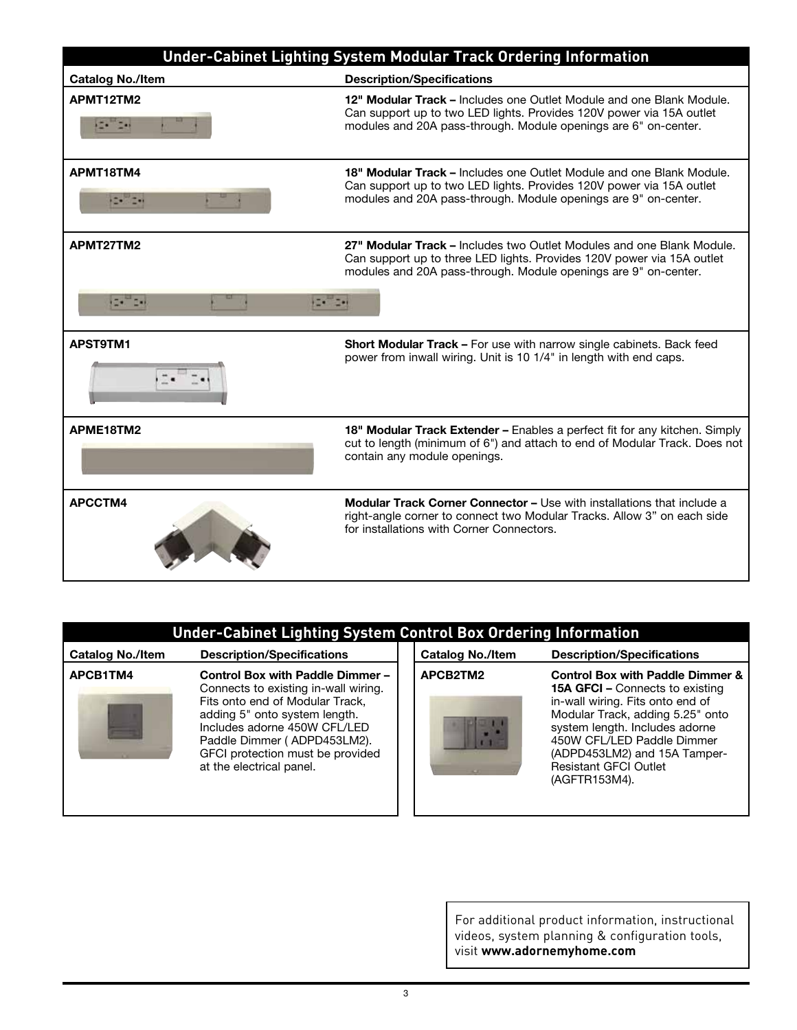## Under-Cabinet Lighting System Modular Track Ordering Information

| Catalog No./Item | Description/Specifications |
|---|---|
| APMT12TM2 | **12" Modular Track –** Includes one Outlet Module and one Blank Module. Can support up to two LED lights. Provides 120V power via 15A outlet modules and 20A pass-through. Module openings are 6" on-center. |
| APMT18TM4 | **18" Modular Track –** Includes one Outlet Module and one Blank Module. Can support up to two LED lights. Provides 120V power via 15A outlet modules and 20A pass-through. Module openings are 9" on-center. |
| APMT27TM2 | **27" Modular Track –** Includes two Outlet Modules and one Blank Module. Can support up to three LED lights. Provides 120V power via 15A outlet modules and 20A pass-through. Module openings are 9" on-center. |
| APST9TM1 | **Short Modular Track –** For use with narrow single cabinets. Back feed power from inwall wiring. Unit is 10 1/4" in length with end caps. |
| APME18TM2 | **18" Modular Track Extender –** Enables a perfect fit for any kitchen. Simply cut to length (minimum of 6") and attach to end of Modular Track. Does not contain any module openings. |
| APCCTM4 | **Modular Track Corner Connector –** Use with installations that include a right-angle corner to connect two Modular Tracks. Allow 3" on each side for installations with Corner Connectors. |

## Under-Cabinet Lighting System Control Box Ordering Information

| Catalog No./Item | Description/Specifications |
|---|---|
| APCB1TM4 | **Control Box with Paddle Dimmer –** Connects to existing in-wall wiring. Fits onto end of Modular Track, adding 5" onto system length. Includes adorne 450W CFL/LED Paddle Dimmer ( ADPD453LM2). GFCI protection must be provided at the electrical panel. |
| APCB2TM2 | **Control Box with Paddle Dimmer & 15A GFCI –** Connects to existing in-wall wiring. Fits onto end of Modular Track, adding 5.25" onto system length. Includes adorne 450W CFL/LED Paddle Dimmer (ADPD453LM2) and 15A Tamper-Resistant GFCI Outlet (AGFTR153M4). |

For additional product information, instructional videos, system planning & configuration tools, visit **www.adornemyhome.com**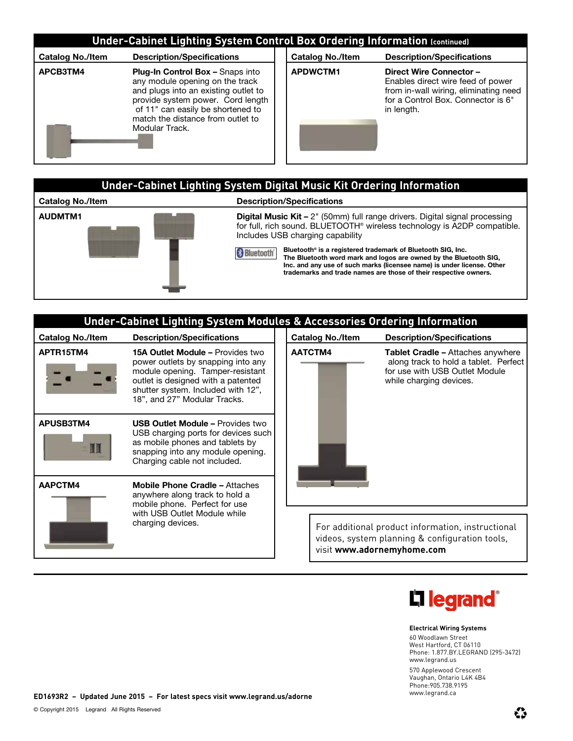## Under-Cabinet Lighting System Control Box Ordering Information (continued)

| Catalog No./Item | Description/Specifications |
|---|---|
| APCB3TM4 | **Plug-In Control Box –** Snaps into any module opening on the track and plugs into an existing outlet to provide system power. Cord length of 11" can easily be shortened to match the distance from outlet to Modular Track. |
| APDWCTM1 | **Direct Wire Connector –** Enables direct wire feed of power from in-wall wiring, eliminating need for a Control Box. Connector is 6" in length. |

## Under-Cabinet Lighting System Digital Music Kit Ordering Information

| Catalog No./Item | Description/Specifications |
|---|---|
| AUDMTM1 | **Digital Music Kit –** 2" (50mm) full range drivers. Digital signal processing for full, rich sound. BLUETOOTH® wireless technology is A2DP compatible. Includes USB charging capability |

Bluetooth

**Bluetooth® is a registered trademark of Bluetooth SIG, Inc. The Bluetooth word mark and logos are owned by the Bluetooth SIG, Inc. and any use of such marks (licensee name) is under license. Other trademarks and trade names are those of their respective owners.**

## Under-Cabinet Lighting System Modules & Accessories Ordering Information

| Catalog No./Item | Description/Specifications |
|---|---|
| APTR15TM4 | **15A Outlet Module –** Provides two power outlets by snapping into any module opening. Tamper-resistant outlet is designed with a patented shutter system. Included with 12", 18", and 27" Modular Tracks. |
| APUSB3TM4 | **USB Outlet Module –** Provides two USB charging ports for devices such as mobile phones and tablets by snapping into any module opening. Charging cable not included. |
| AAPCTM4 | **Mobile Phone Cradle –** Attaches anywhere along track to hold a mobile phone. Perfect for use with USB Outlet Module while charging devices. |
| AATCTM4 | **Tablet Cradle –** Attaches anywhere along track to hold a tablet. Perfect for use with USB Outlet Module while charging devices. |

For additional product information, instructional videos, system planning & configuration tools, visit **www.adornemyhome.com**

legrand®

**Electrical Wiring Systems**
60 Woodlawn Street
West Hartford, CT 06110
Phone: 1.877.BY.LEGRAND (295-3472)
www.legrand.us

570 Applewood Crescent
Vaughan, Ontario L4K 4B4
Phone:905.738.9195
www.legrand.ca

**ED1693R2 – Updated June 2015 – For latest specs visit www.legrand.us/adorne**

© Copyright 2015 Legrand All Rights Reserved